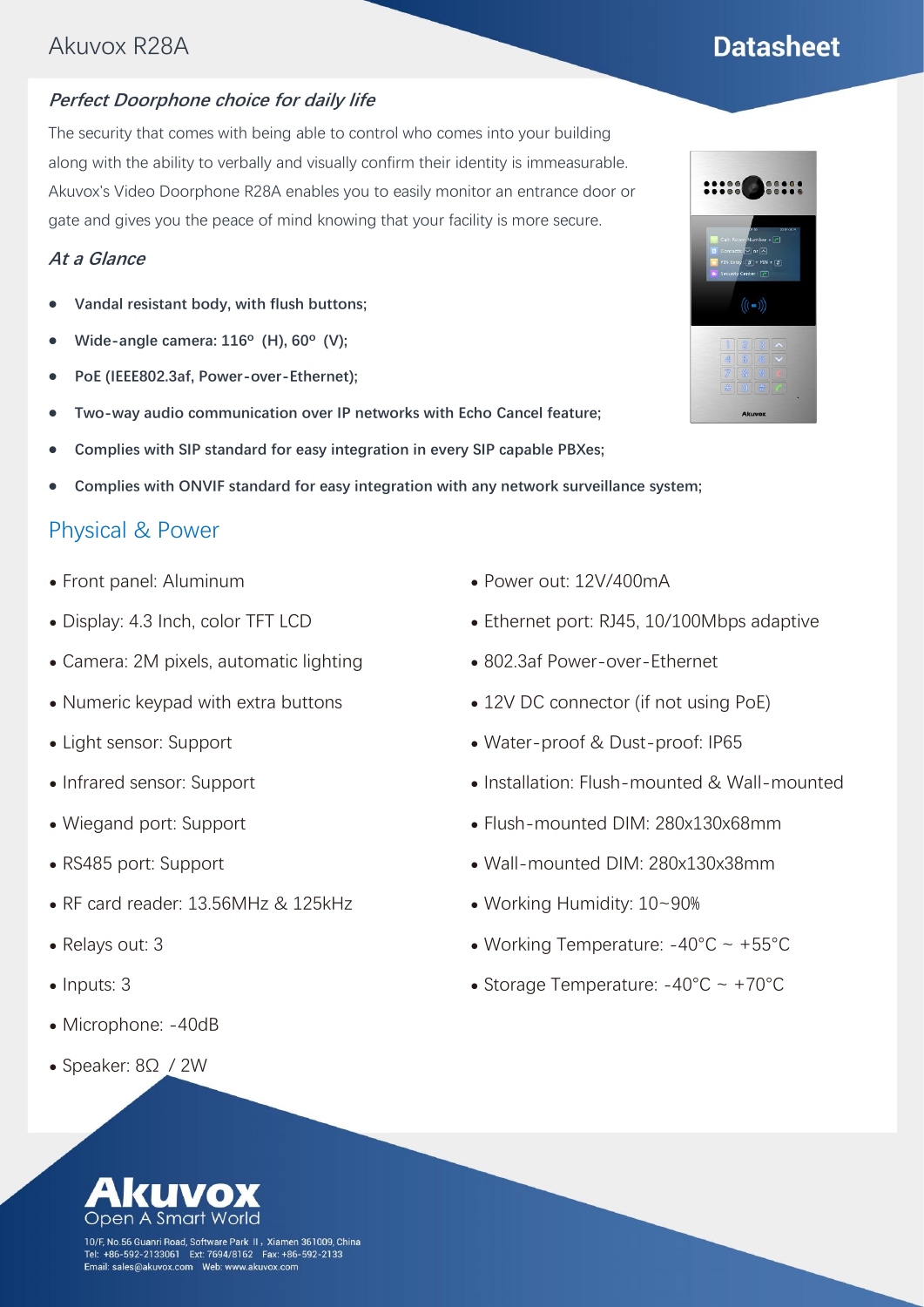Akuvox R28A

# Datasheet

### *Perfect Doorphone choice for daily life*

The security that comes with being able to control who comes into your building along with the ability to verbally and visually confirm their identity is immeasurable. Akuvox's Video Doorphone R28A enables you to easily monitor an entrance door or gate and gives you the peace of mind knowing that your facility is more secure.

### *At a Glance*

- **Vandal resistant body, with flush buttons;**
- **Wide-angle camera: 116° (H), 60° (V);**
- **PoE (IEEE802.3af, Power-over-Ethernet);**
- **Two-way audio communication over IP networks with Echo Cancel feature;**
- **Complies with SIP standard for easy integration in every SIP capable PBXes;**
- **Complies with ONVIF standard for easy integration with any network surveillance system;**

## Physical & Power

- Front panel: Aluminum
- Display: 4.3 Inch, color TFT LCD
- Camera: 2M pixels, automatic lighting
- Numeric keypad with extra buttons
- Light sensor: Support
- Infrared sensor: Support
- Wiegand port: Support
- RS485 port: Support
- RF card reader: 13.56MHz & 125kHz
- Relays out: 3
- Inputs: 3
- Microphone: -40dB
- Speaker: 8Ω / 2W
- Power out: 12V/400mA
- Ethernet port: RJ45, 10/100Mbps adaptive
- 802.3af Power-over-Ethernet
- 12V DC connector (if not using PoE)
- Water-proof & Dust-proof: IP65
- Installation: Flush-mounted & Wall-mounted
- Flush-mounted DIM: 280x130x68mm
- Wall-mounted DIM: 280x130x38mm
- Working Humidity: 10~90%
- Working Temperature: -40°C ~ +55°C
- Storage Temperature: -40°C ~ +70°C

Akuvox
Open A Smart World

10/F, No.56 Guanri Road, Software Park II, Xiamen 361009, China
Tel: +86-592-2133061 Ext: 7694/8162 Fax: +86-592-2133
Email: sales@akuvox.com Web: www.akuvox.com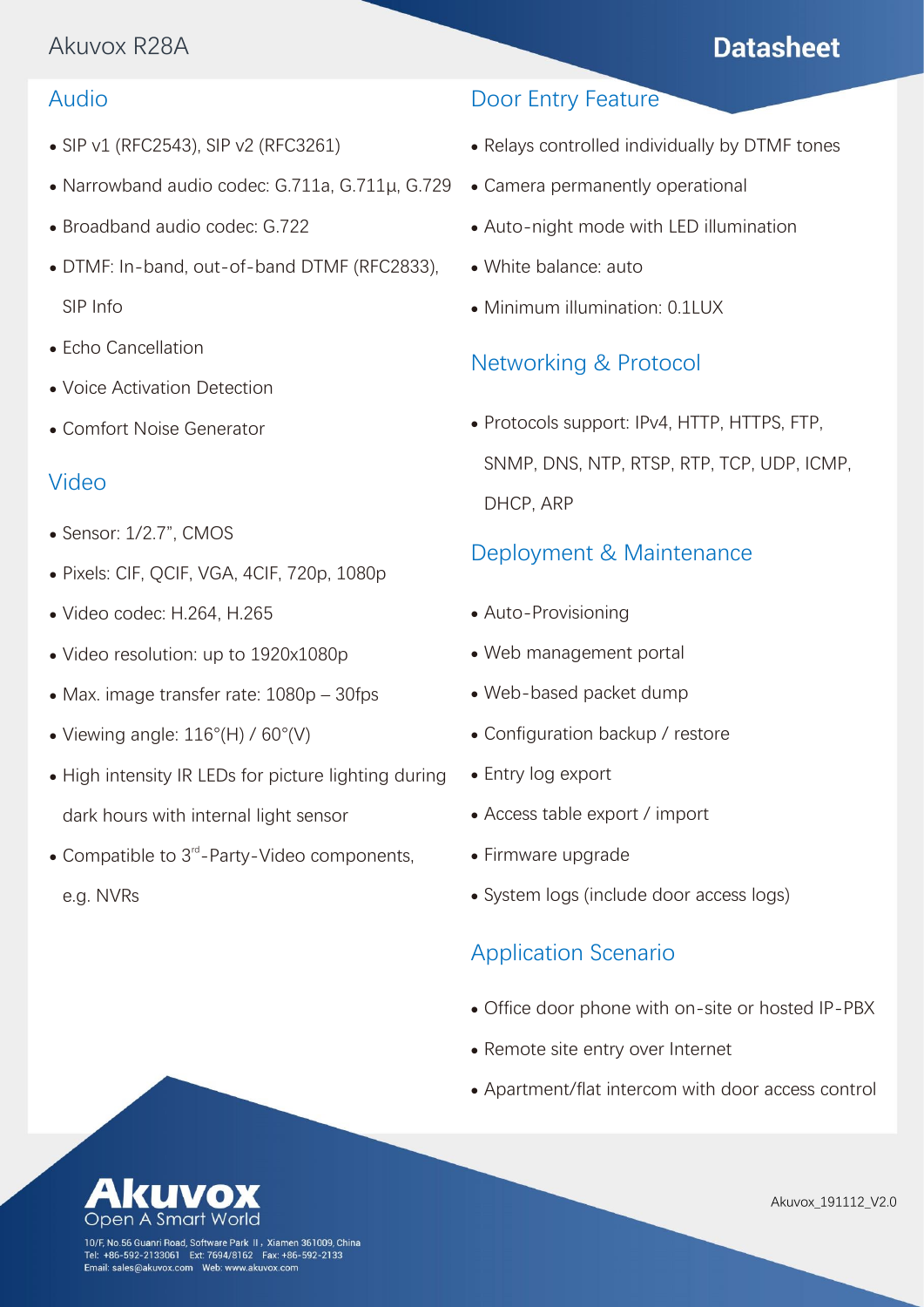## Audio

- SIP v1 (RFC2543), SIP v2 (RFC3261)
- Narrowband audio codec: G.711a, G.711µ, G.729
- Broadband audio codec: G.722
- DTMF: In-band, out-of-band DTMF (RFC2833), SIP Info
- Echo Cancellation
- Voice Activation Detection
- Comfort Noise Generator

## Video

- Sensor: 1/2.7", CMOS
- Pixels: CIF, QCIF, VGA, 4CIF, 720p, 1080p
- Video codec: H.264, H.265
- Video resolution: up to 1920x1080p
- Max. image transfer rate: 1080p – 30fps
- Viewing angle: 116°(H) / 60°(V)
- High intensity IR LEDs for picture lighting during dark hours with internal light sensor
- Compatible to 3rd-Party-Video components, e.g. NVRs

## Door Entry Feature

- Relays controlled individually by DTMF tones
- Camera permanently operational
- Auto-night mode with LED illumination
- White balance: auto
- Minimum illumination: 0.1LUX

## Networking & Protocol

- Protocols support: IPv4, HTTP, HTTPS, FTP, SNMP, DNS, NTP, RTSP, RTP, TCP, UDP, ICMP, DHCP, ARP

## Deployment & Maintenance

- Auto-Provisioning
- Web management portal
- Web-based packet dump
- Configuration backup / restore
- Entry log export
- Access table export / import
- Firmware upgrade
- System logs (include door access logs)

## Application Scenario

- Office door phone with on-site or hosted IP-PBX
- Remote site entry over Internet
- Apartment/flat intercom with door access control

Akuvox
Open A Smart World

10/F, No.56 Guanri Road, Software Park Ⅱ, Xiamen 361009, China
Tel: +86-592-2133061 Ext: 7694/8162 Fax: +86-592-2133
Email: sales@akuvox.com Web: www.akuvox.com

Akuvox_191112_V2.0